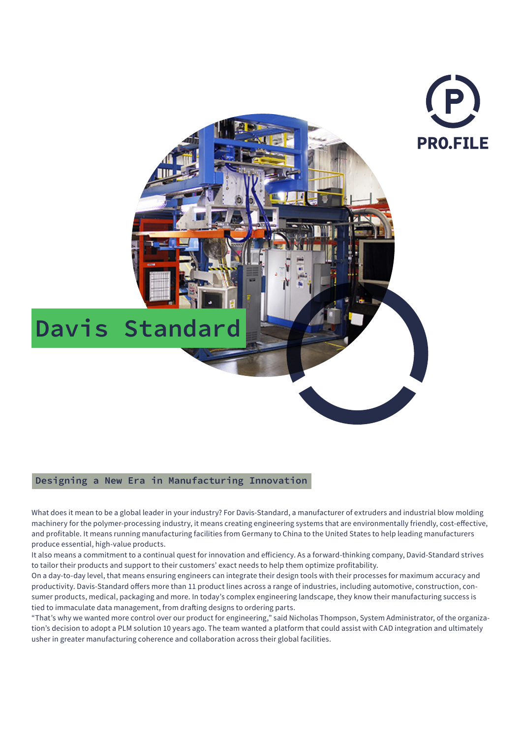PRO.FILE

# Davis Standard

## Designing a New Era in Manufacturing Innovation

What does it mean to be a global leader in your industry? For Davis-Standard, a manufacturer of extruders and industrial blow molding machinery for the polymer-processing industry, it means creating engineering systems that are environmentally friendly, cost-effective, and profitable. It means running manufacturing facilities from Germany to China to the United States to help leading manufacturers produce essential, high-value products.

It also means a commitment to a continual quest for innovation and efficiency. As a forward-thinking company, David-Standard strives to tailor their products and support to their customers' exact needs to help them optimize profitability.

On a day-to-day level, that means ensuring engineers can integrate their design tools with their processes for maximum accuracy and productivity. Davis-Standard offers more than 11 product lines across a range of industries, including automotive, construction, consumer products, medical, packaging and more. In today's complex engineering landscape, they know their manufacturing success is tied to immaculate data management, from drafting designs to ordering parts.

"That's why we wanted more control over our product for engineering," said Nicholas Thompson, System Administrator, of the organization's decision to adopt a PLM solution 10 years ago. The team wanted a platform that could assist with CAD integration and ultimately usher in greater manufacturing coherence and collaboration across their global facilities.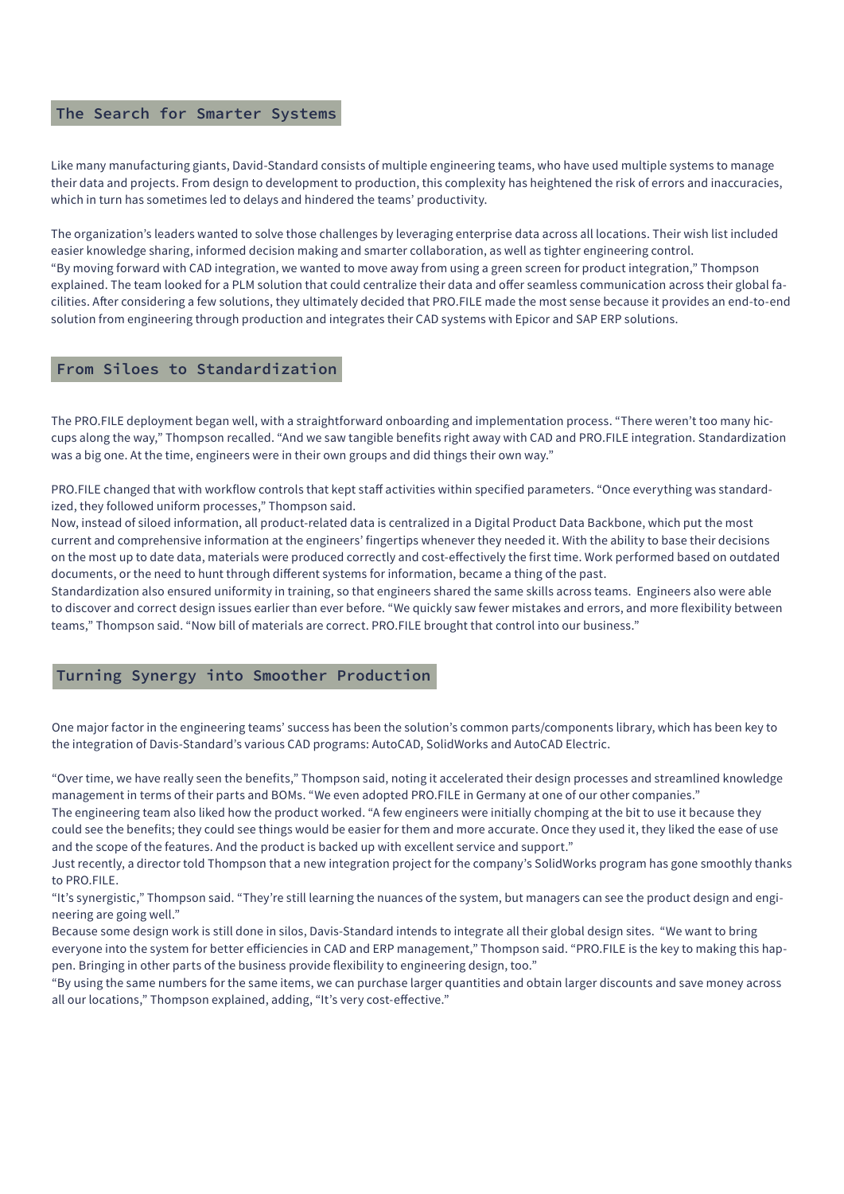## The Search for Smarter Systems

Like many manufacturing giants, David-Standard consists of multiple engineering teams, who have used multiple systems to manage their data and projects. From design to development to production, this complexity has heightened the risk of errors and inaccuracies, which in turn has sometimes led to delays and hindered the teams' productivity.

The organization's leaders wanted to solve those challenges by leveraging enterprise data across all locations. Their wish list included easier knowledge sharing, informed decision making and smarter collaboration, as well as tighter engineering control.
"By moving forward with CAD integration, we wanted to move away from using a green screen for product integration," Thompson explained. The team looked for a PLM solution that could centralize their data and offer seamless communication across their global facilities. After considering a few solutions, they ultimately decided that PRO.FILE made the most sense because it provides an end-to-end solution from engineering through production and integrates their CAD systems with Epicor and SAP ERP solutions.

## From Siloes to Standardization

The PRO.FILE deployment began well, with a straightforward onboarding and implementation process. "There weren't too many hiccups along the way," Thompson recalled. "And we saw tangible benefits right away with CAD and PRO.FILE integration. Standardization was a big one. At the time, engineers were in their own groups and did things their own way."

PRO.FILE changed that with workflow controls that kept staff activities within specified parameters. "Once everything was standardized, they followed uniform processes," Thompson said.
Now, instead of siloed information, all product-related data is centralized in a Digital Product Data Backbone, which put the most current and comprehensive information at the engineers' fingertips whenever they needed it. With the ability to base their decisions on the most up to date data, materials were produced correctly and cost-effectively the first time. Work performed based on outdated documents, or the need to hunt through different systems for information, became a thing of the past.
Standardization also ensured uniformity in training, so that engineers shared the same skills across teams. Engineers also were able to discover and correct design issues earlier than ever before. "We quickly saw fewer mistakes and errors, and more flexibility between teams," Thompson said. "Now bill of materials are correct. PRO.FILE brought that control into our business."

## Turning Synergy into Smoother Production

One major factor in the engineering teams' success has been the solution's common parts/components library, which has been key to the integration of Davis-Standard's various CAD programs: AutoCAD, SolidWorks and AutoCAD Electric.

"Over time, we have really seen the benefits," Thompson said, noting it accelerated their design processes and streamlined knowledge management in terms of their parts and BOMs. "We even adopted PRO.FILE in Germany at one of our other companies."
The engineering team also liked how the product worked. "A few engineers were initially chomping at the bit to use it because they could see the benefits; they could see things would be easier for them and more accurate. Once they used it, they liked the ease of use and the scope of the features. And the product is backed up with excellent service and support."
Just recently, a director told Thompson that a new integration project for the company's SolidWorks program has gone smoothly thanks to PRO.FILE.
"It's synergistic," Thompson said. "They're still learning the nuances of the system, but managers can see the product design and engineering are going well."
Because some design work is still done in silos, Davis-Standard intends to integrate all their global design sites. "We want to bring everyone into the system for better efficiencies in CAD and ERP management," Thompson said. "PRO.FILE is the key to making this happen. Bringing in other parts of the business provide flexibility to engineering design, too."
"By using the same numbers for the same items, we can purchase larger quantities and obtain larger discounts and save money across all our locations," Thompson explained, adding, "It's very cost-effective."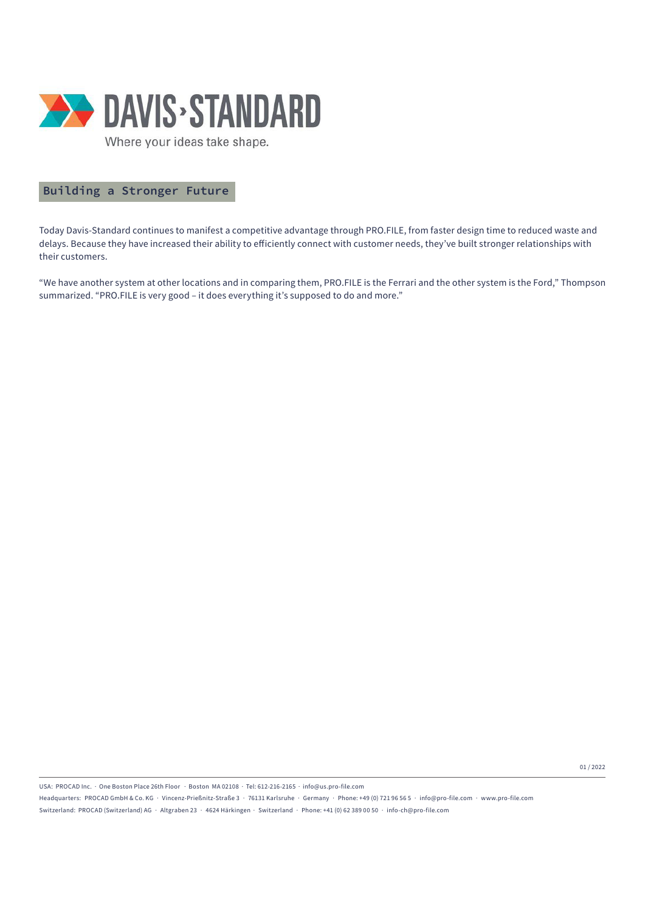DAVIS›STANDARD

Where your ideas take shape.

## Building a Stronger Future

Today Davis-Standard continues to manifest a competitive advantage through PRO.FILE, from faster design time to reduced waste and delays. Because they have increased their ability to efficiently connect with customer needs, they've built stronger relationships with their customers.

"We have another system at other locations and in comparing them, PRO.FILE is the Ferrari and the other system is the Ford," Thompson summarized. "PRO.FILE is very good – it does everything it's supposed to do and more."

01 / 2022

USA: PROCAD Inc. · One Boston Place 26th Floor · Boston MA 02108 · Tel: 612-216-2165 · info@us.pro-file.com
Headquarters: PROCAD GmbH & Co. KG · Vincenz-Prießnitz-Straße 3 · 76131 Karlsruhe · Germany · Phone: +49 (0) 721 96 56 5 · info@pro-file.com · www.pro-file.com
Switzerland: PROCAD (Switzerland) AG · Altgraben 23 · 4624 Härkingen · Switzerland · Phone: +41 (0) 62 389 00 50 · info-ch@pro-file.com